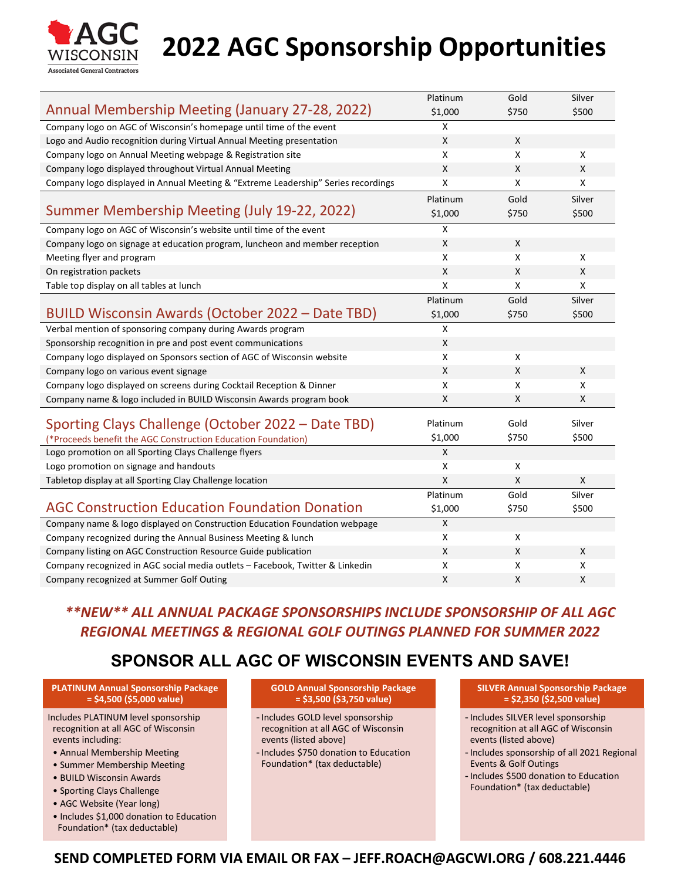# 2022 AGC Sponsorship Opportunities

AGC WISCONSIN
Associated General Contractors

| Annual Membership Meeting (January 27-28, 2022) | Platinum $1,000 | Gold $750 | Silver $500 |
|---|---|---|---|
| Company logo on AGC of Wisconsin's homepage until time of the event | X | | |
| Logo and Audio recognition during Virtual Annual Meeting presentation | X | X | |
| Company logo on Annual Meeting webpage & Registration site | X | X | X |
| Company logo displayed throughout Virtual Annual Meeting | X | X | X |
| Company logo displayed in Annual Meeting & "Extreme Leadership" Series recordings | X | X | X |

| Summer Membership Meeting (July 19-22, 2022) | Platinum $1,000 | Gold $750 | Silver $500 |
|---|---|---|---|
| Company logo on AGC of Wisconsin's website until time of the event | X | | |
| Company logo on signage at education program, luncheon and member reception | X | X | |
| Meeting flyer and program | X | X | X |
| On registration packets | X | X | X |
| Table top display on all tables at lunch | X | X | X |

| BUILD Wisconsin Awards (October 2022 – Date TBD) | Platinum $1,000 | Gold $750 | Silver $500 |
|---|---|---|---|
| Verbal mention of sponsoring company during Awards program | X | | |
| Sponsorship recognition in pre and post event communications | X | | |
| Company logo displayed on Sponsors section of AGC of Wisconsin website | X | X | |
| Company logo on various event signage | X | X | X |
| Company logo displayed on screens during Cocktail Reception & Dinner | X | X | X |
| Company name & logo included in BUILD Wisconsin Awards program book | X | X | X |

| Sporting Clays Challenge (October 2022 – Date TBD) (*Proceeds benefit the AGC Construction Education Foundation) | Platinum $1,000 | Gold $750 | Silver $500 |
|---|---|---|---|
| Logo promotion on all Sporting Clays Challenge flyers | X | | |
| Logo promotion on signage and handouts | X | X | |
| Tabletop display at all Sporting Clay Challenge location | X | X | X |

| AGC Construction Education Foundation Donation | Platinum $1,000 | Gold $750 | Silver $500 |
|---|---|---|---|
| Company name & logo displayed on Construction Education Foundation webpage | X | | |
| Company recognized during the Annual Business Meeting & lunch | X | X | |
| Company listing on AGC Construction Resource Guide publication | X | X | X |
| Company recognized in AGC social media outlets – Facebook, Twitter & Linkedin | X | X | X |
| Company recognized at Summer Golf Outing | X | X | X |

***\*\*NEW\*\* ALL ANNUAL PACKAGE SPONSORSHIPS INCLUDE SPONSORSHIP OF ALL AGC REGIONAL MEETINGS & REGIONAL GOLF OUTINGS PLANNED FOR SUMMER 2022***

## SPONSOR ALL AGC OF WISCONSIN EVENTS AND SAVE!

**PLATINUM Annual Sponsorship Package = $4,500 ($5,000 value)**

Includes PLATINUM level sponsorship recognition at all AGC of Wisconsin events including:

- Annual Membership Meeting
- Summer Membership Meeting
- BUILD Wisconsin Awards
- Sporting Clays Challenge
- AGC Website (Year long)
- Includes $1,000 donation to Education Foundation* (tax deductable)

**GOLD Annual Sponsorship Package = $3,500 ($3,750 value)**

- Includes GOLD level sponsorship recognition at all AGC of Wisconsin events (listed above)
- Includes $750 donation to Education Foundation* (tax deductable)

**SILVER Annual Sponsorship Package = $2,350 ($2,500 value)**

- Includes SILVER level sponsorship recognition at all AGC of Wisconsin events (listed above)
- Includes sponsorship of all 2021 Regional Events & Golf Outings
- Includes $500 donation to Education Foundation* (tax deductable)

**SEND COMPLETED FORM VIA EMAIL OR FAX – JEFF.ROACH@AGCWI.ORG / 608.221.4446**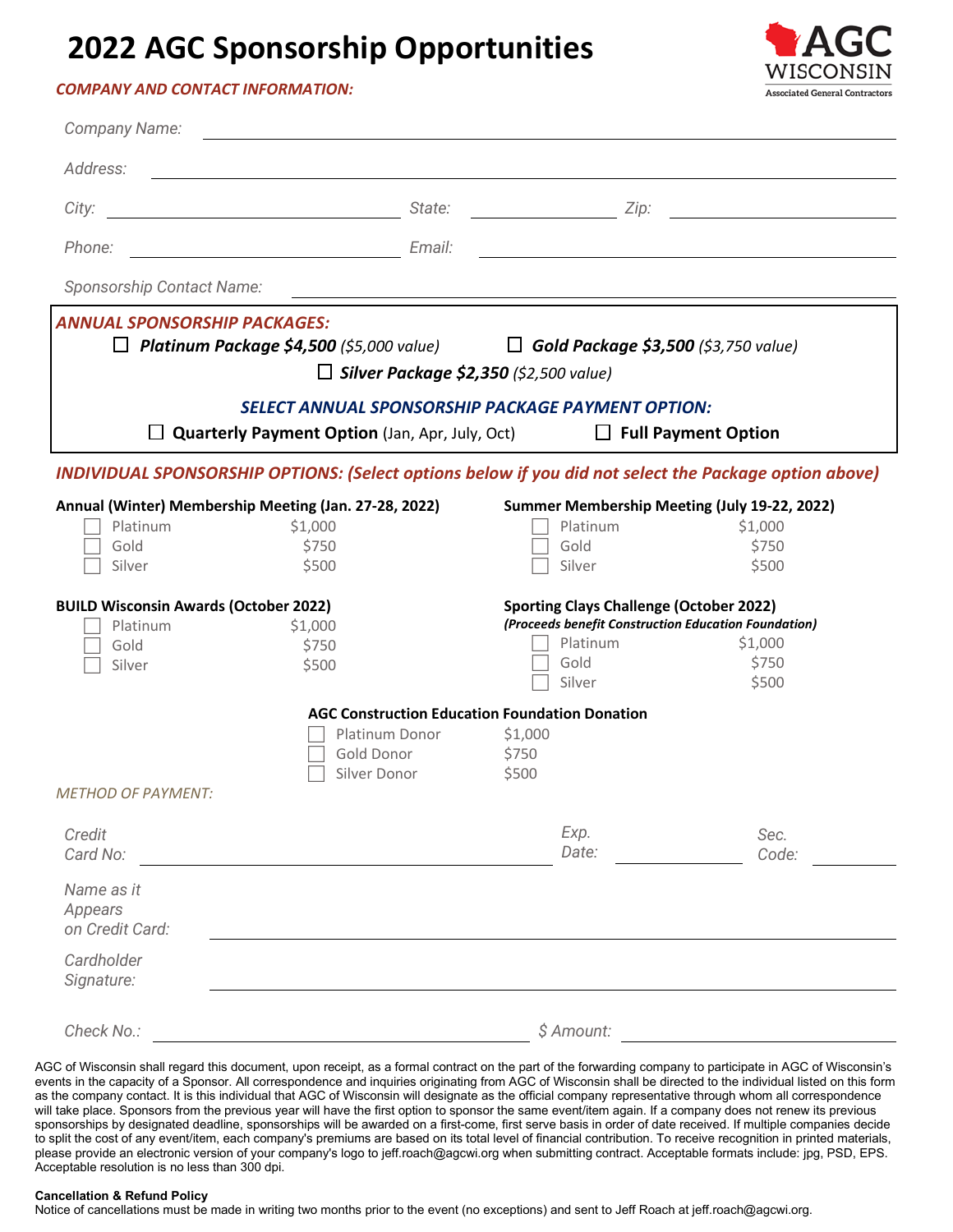# 2022 AGC Sponsorship Opportunities

AGC WISCONSIN
Associated General Contractors

***COMPANY AND CONTACT INFORMATION:***

*Company Name:* ______________________________

*Address:* ______________________________

*City:* ______________ *State:* ______________ *Zip:* ______________

*Phone:* ______________ *Email:* ______________

*Sponsorship Contact Name:* ______________________________

***ANNUAL SPONSORSHIP PACKAGES:***

☐ ***Platinum Package $4,500*** *($5,000 value)*   ☐ ***Gold Package $3,500*** *($3,750 value)*

☐ ***Silver Package $2,350*** *($2,500 value)*

***SELECT ANNUAL SPONSORSHIP PACKAGE PAYMENT OPTION:***

☐ **Quarterly Payment Option** (Jan, Apr, July, Oct)   ☐ **Full Payment Option**

***INDIVIDUAL SPONSORSHIP OPTIONS: (Select options below if you did not select the Package option above)***

**Annual (Winter) Membership Meeting (Jan. 27-28, 2022)**

- ☐ Platinum $1,000
- ☐ Gold $750
- ☐ Silver $500

**Summer Membership Meeting (July 19-22, 2022)**

- ☐ Platinum $1,000
- ☐ Gold $750
- ☐ Silver $500

**BUILD Wisconsin Awards (October 2022)**

- ☐ Platinum $1,000
- ☐ Gold $750
- ☐ Silver $500

**Sporting Clays Challenge (October 2022)**
***(Proceeds benefit Construction Education Foundation)***

- ☐ Platinum $1,000
- ☐ Gold $750
- ☐ Silver $500

**AGC Construction Education Foundation Donation**

- ☐ Platinum Donor $1,000
- ☐ Gold Donor $750
- ☐ Silver Donor $500

*METHOD OF PAYMENT:*

*Credit Card No:* ______________ *Exp. Date:* ______________ *Sec. Code:* ______________

*Name as it Appears on Credit Card:* ______________________________

*Cardholder Signature:* ______________________________

*Check No.:* ______________ *$ Amount:* ______________

AGC of Wisconsin shall regard this document, upon receipt, as a formal contract on the part of the forwarding company to participate in AGC of Wisconsin's events in the capacity of a Sponsor. All correspondence and inquiries originating from AGC of Wisconsin shall be directed to the individual listed on this form as the company contact. It is this individual that AGC of Wisconsin will designate as the official company representative through whom all correspondence will take place. Sponsors from the previous year will have the first option to sponsor the same event/item again. If a company does not renew its previous sponsorships by designated deadline, sponsorships will be awarded on a first-come, first serve basis in order of date received. If multiple companies decide to split the cost of any event/item, each company's premiums are based on its total level of financial contribution. To receive recognition in printed materials, please provide an electronic version of your company's logo to jeff.roach@agcwi.org when submitting contract. Acceptable formats include: jpg, PSD, EPS. Acceptable resolution is no less than 300 dpi.

**Cancellation & Refund Policy**

Notice of cancellations must be made in writing two months prior to the event (no exceptions) and sent to Jeff Roach at jeff.roach@agcwi.org.